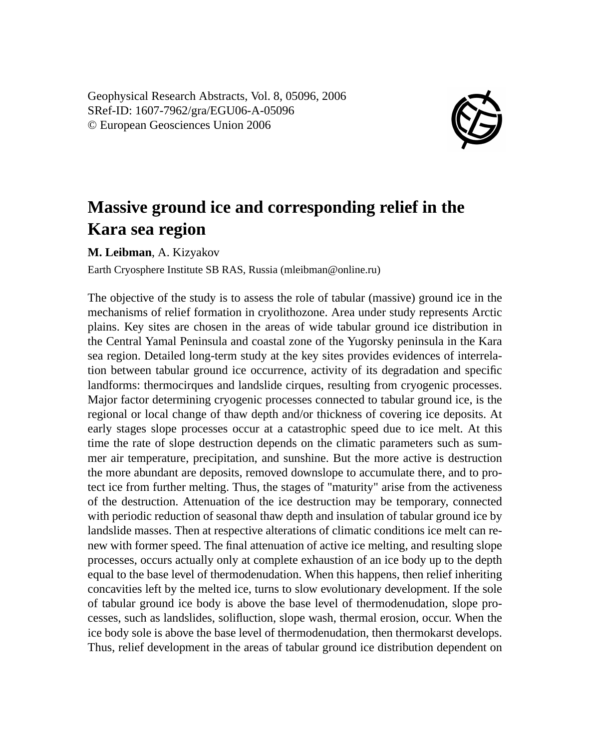Geophysical Research Abstracts, Vol. 8, 05096, 2006
SRef-ID: 1607-7962/gra/EGU06-A-05096
© European Geosciences Union 2006

# Massive ground ice and corresponding relief in the Kara sea region

**M. Leibman**, A. Kizyakov

Earth Cryosphere Institute SB RAS, Russia (mleibman@online.ru)

The objective of the study is to assess the role of tabular (massive) ground ice in the mechanisms of relief formation in cryolithozone. Area under study represents Arctic plains. Key sites are chosen in the areas of wide tabular ground ice distribution in the Central Yamal Peninsula and coastal zone of the Yugorsky peninsula in the Kara sea region. Detailed long-term study at the key sites provides evidences of interrelation between tabular ground ice occurrence, activity of its degradation and specific landforms: thermocirques and landslide cirques, resulting from cryogenic processes. Major factor determining cryogenic processes connected to tabular ground ice, is the regional or local change of thaw depth and/or thickness of covering ice deposits. At early stages slope processes occur at a catastrophic speed due to ice melt. At this time the rate of slope destruction depends on the climatic parameters such as summer air temperature, precipitation, and sunshine. But the more active is destruction the more abundant are deposits, removed downslope to accumulate there, and to protect ice from further melting. Thus, the stages of "maturity" arise from the activeness of the destruction. Attenuation of the ice destruction may be temporary, connected with periodic reduction of seasonal thaw depth and insulation of tabular ground ice by landslide masses. Then at respective alterations of climatic conditions ice melt can renew with former speed. The final attenuation of active ice melting, and resulting slope processes, occurs actually only at complete exhaustion of an ice body up to the depth equal to the base level of thermodenudation. When this happens, then relief inheriting concavities left by the melted ice, turns to slow evolutionary development. If the sole of tabular ground ice body is above the base level of thermodenudation, slope processes, such as landslides, solifluction, slope wash, thermal erosion, occur. When the ice body sole is above the base level of thermodenudation, then thermokarst develops. Thus, relief development in the areas of tabular ground ice distribution dependent on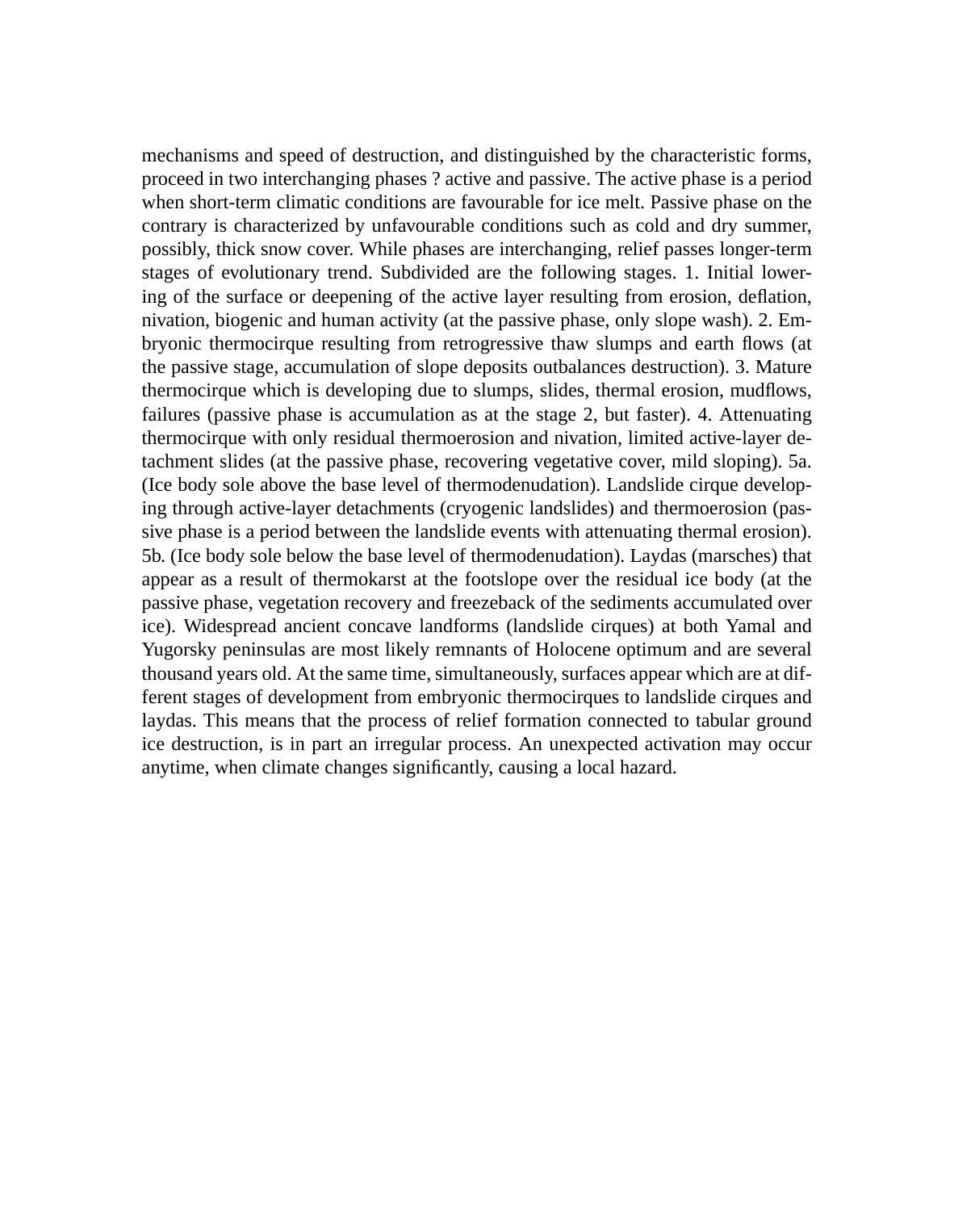mechanisms and speed of destruction, and distinguished by the characteristic forms, proceed in two interchanging phases ? active and passive. The active phase is a period when short-term climatic conditions are favourable for ice melt. Passive phase on the contrary is characterized by unfavourable conditions such as cold and dry summer, possibly, thick snow cover. While phases are interchanging, relief passes longer-term stages of evolutionary trend. Subdivided are the following stages. 1. Initial lowering of the surface or deepening of the active layer resulting from erosion, deflation, nivation, biogenic and human activity (at the passive phase, only slope wash). 2. Embryonic thermocirque resulting from retrogressive thaw slumps and earth flows (at the passive stage, accumulation of slope deposits outbalances destruction). 3. Mature thermocirque which is developing due to slumps, slides, thermal erosion, mudflows, failures (passive phase is accumulation as at the stage 2, but faster). 4. Attenuating thermocirque with only residual thermoerosion and nivation, limited active-layer detachment slides (at the passive phase, recovering vegetative cover, mild sloping). 5a. (Ice body sole above the base level of thermodenudation). Landslide cirque developing through active-layer detachments (cryogenic landslides) and thermoerosion (passive phase is a period between the landslide events with attenuating thermal erosion). 5b. (Ice body sole below the base level of thermodenudation). Laydas (marsches) that appear as a result of thermokarst at the footslope over the residual ice body (at the passive phase, vegetation recovery and freezeback of the sediments accumulated over ice). Widespread ancient concave landforms (landslide cirques) at both Yamal and Yugorsky peninsulas are most likely remnants of Holocene optimum and are several thousand years old. At the same time, simultaneously, surfaces appear which are at different stages of development from embryonic thermocirques to landslide cirques and laydas. This means that the process of relief formation connected to tabular ground ice destruction, is in part an irregular process. An unexpected activation may occur anytime, when climate changes significantly, causing a local hazard.